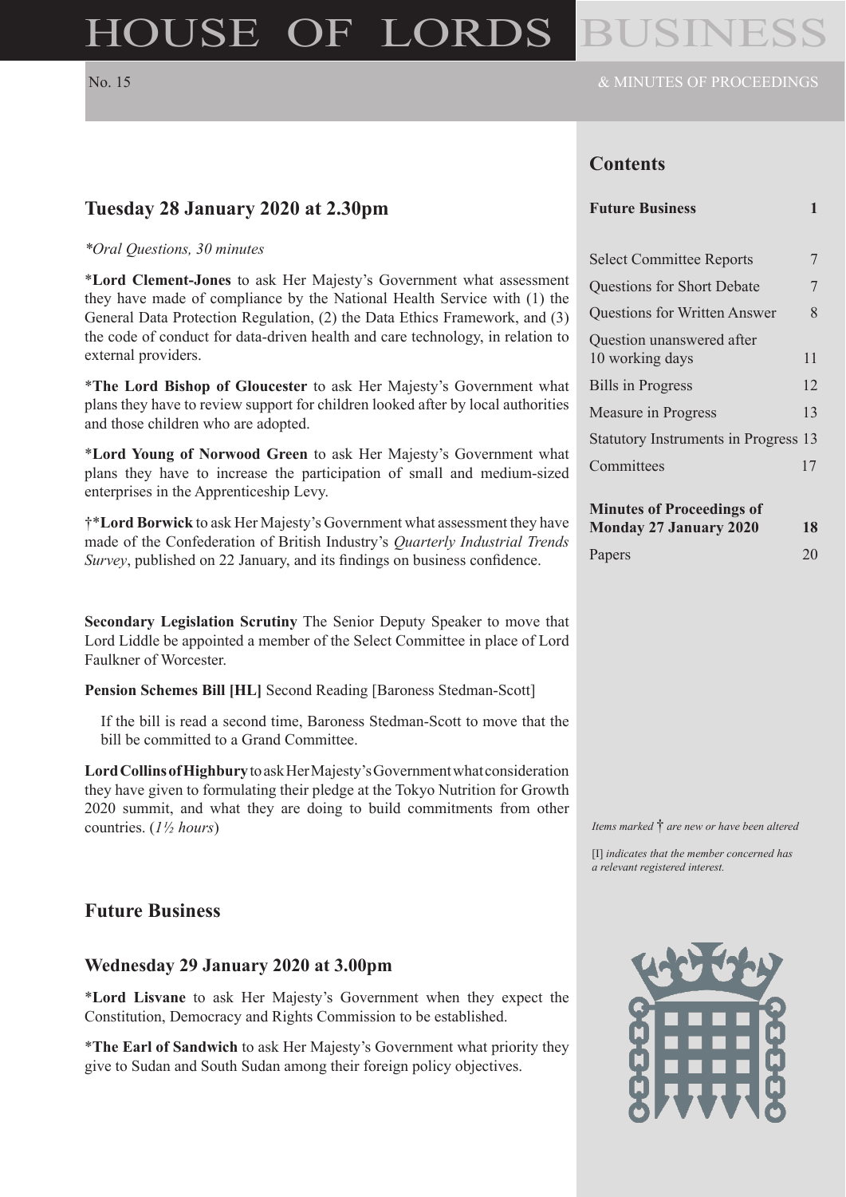# HOUSE OF LORDS BUSINESS

No. 15

& MINUTES OF PROCEEDINGS

## Contents

| | |
|---|---|
| **Future Business** | **1** |
| Select Committee Reports | 7 |
| Questions for Short Debate | 7 |
| Questions for Written Answer | 8 |
| Question unanswered after 10 working days | 11 |
| Bills in Progress | 12 |
| Measure in Progress | 13 |
| Statutory Instruments in Progress | 13 |
| Committees | 17 |
| **Minutes of Proceedings of Monday 27 January 2020** | **18** |
| Papers | 20 |

*Items marked* † *are new or have been altered*

[I] *indicates that the member concerned has a relevant registered interest.*

## Tuesday 28 January 2020 at 2.30pm

*\*Oral Questions, 30 minutes*

\***Lord Clement-Jones** to ask Her Majesty's Government what assessment they have made of compliance by the National Health Service with (1) the General Data Protection Regulation, (2) the Data Ethics Framework, and (3) the code of conduct for data-driven health and care technology, in relation to external providers.

\***The Lord Bishop of Gloucester** to ask Her Majesty's Government what plans they have to review support for children looked after by local authorities and those children who are adopted.

\***Lord Young of Norwood Green** to ask Her Majesty's Government what plans they have to increase the participation of small and medium-sized enterprises in the Apprenticeship Levy.

†\***Lord Borwick** to ask Her Majesty's Government what assessment they have made of the Confederation of British Industry's *Quarterly Industrial Trends Survey*, published on 22 January, and its findings on business confidence.

**Secondary Legislation Scrutiny** The Senior Deputy Speaker to move that Lord Liddle be appointed a member of the Select Committee in place of Lord Faulkner of Worcester.

**Pension Schemes Bill [HL]** Second Reading [Baroness Stedman-Scott]

If the bill is read a second time, Baroness Stedman-Scott to move that the bill be committed to a Grand Committee.

**Lord Collins of Highbury** to ask Her Majesty's Government what consideration they have given to formulating their pledge at the Tokyo Nutrition for Growth 2020 summit, and what they are doing to build commitments from other countries. (*1½ hours*)

## Future Business

### Wednesday 29 January 2020 at 3.00pm

\***Lord Lisvane** to ask Her Majesty's Government when they expect the Constitution, Democracy and Rights Commission to be established.

\***The Earl of Sandwich** to ask Her Majesty's Government what priority they give to Sudan and South Sudan among their foreign policy objectives.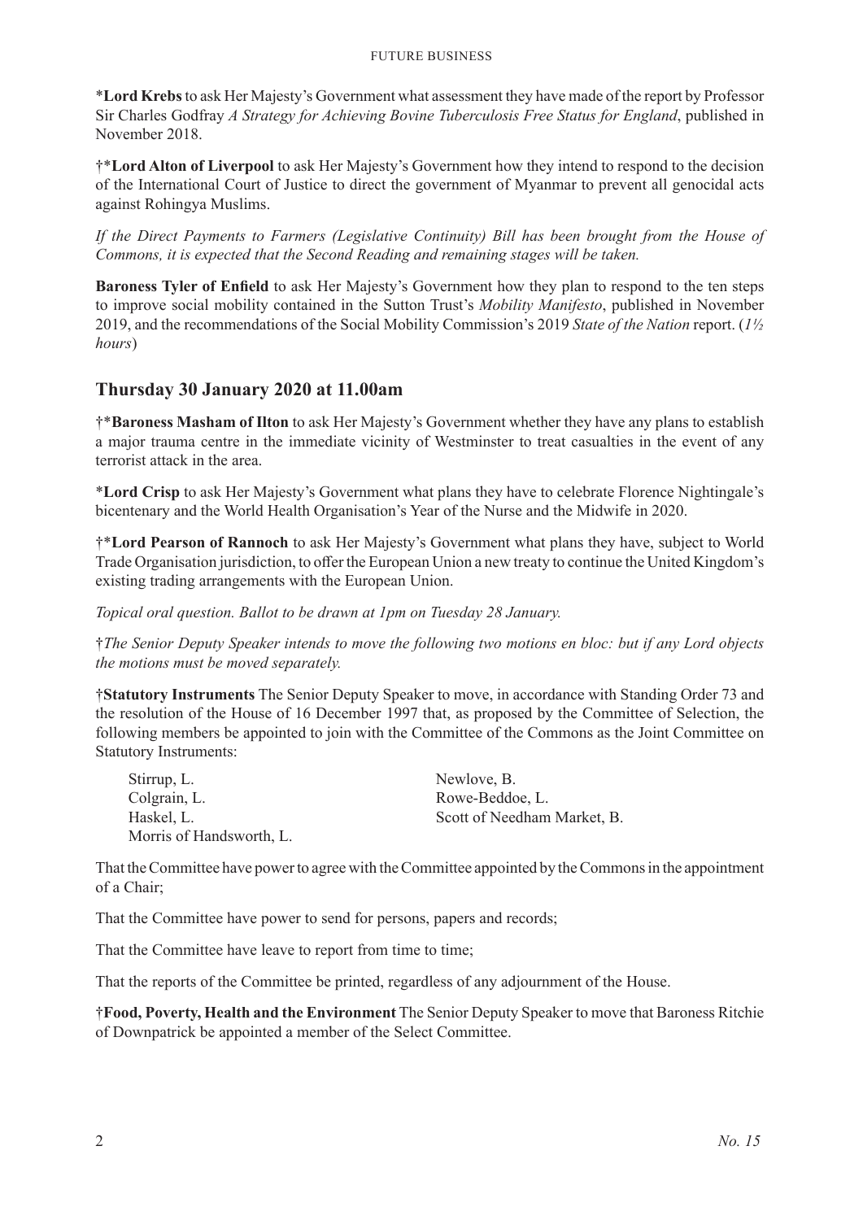*__Lord Krebs__ to ask Her Majesty's Government what assessment they have made of the report by Professor Sir Charles Godfray *A Strategy for Achieving Bovine Tuberculosis Free Status for England*, published in November 2018.

†*__Lord Alton of Liverpool__ to ask Her Majesty's Government how they intend to respond to the decision of the International Court of Justice to direct the government of Myanmar to prevent all genocidal acts against Rohingya Muslims.

*If the Direct Payments to Farmers (Legislative Continuity) Bill has been brought from the House of Commons, it is expected that the Second Reading and remaining stages will be taken.*

**Baroness Tyler of Enfield** to ask Her Majesty's Government how they plan to respond to the ten steps to improve social mobility contained in the Sutton Trust's *Mobility Manifesto*, published in November 2019, and the recommendations of the Social Mobility Commission's 2019 *State of the Nation* report. (*1½ hours*)

## Thursday 30 January 2020 at 11.00am

†*__Baroness Masham of Ilton__ to ask Her Majesty's Government whether they have any plans to establish a major trauma centre in the immediate vicinity of Westminster to treat casualties in the event of any terrorist attack in the area.

*__Lord Crisp__ to ask Her Majesty's Government what plans they have to celebrate Florence Nightingale's bicentenary and the World Health Organisation's Year of the Nurse and the Midwife in 2020.

†*__Lord Pearson of Rannoch__ to ask Her Majesty's Government what plans they have, subject to World Trade Organisation jurisdiction, to offer the European Union a new treaty to continue the United Kingdom's existing trading arrangements with the European Union.

*Topical oral question. Ballot to be drawn at 1pm on Tuesday 28 January.*

†*The Senior Deputy Speaker intends to move the following two motions en bloc: but if any Lord objects the motions must be moved separately.*

†**Statutory Instruments** The Senior Deputy Speaker to move, in accordance with Standing Order 73 and the resolution of the House of 16 December 1997 that, as proposed by the Committee of Selection, the following members be appointed to join with the Committee of the Commons as the Joint Committee on Statutory Instruments:

Stirrup, L.
Colgrain, L.
Haskel, L.
Morris of Handsworth, L.
Newlove, B.
Rowe-Beddoe, L.
Scott of Needham Market, B.

That the Committee have power to agree with the Committee appointed by the Commons in the appointment of a Chair;

That the Committee have power to send for persons, papers and records;

That the Committee have leave to report from time to time;

That the reports of the Committee be printed, regardless of any adjournment of the House.

†**Food, Poverty, Health and the Environment** The Senior Deputy Speaker to move that Baroness Ritchie of Downpatrick be appointed a member of the Select Committee.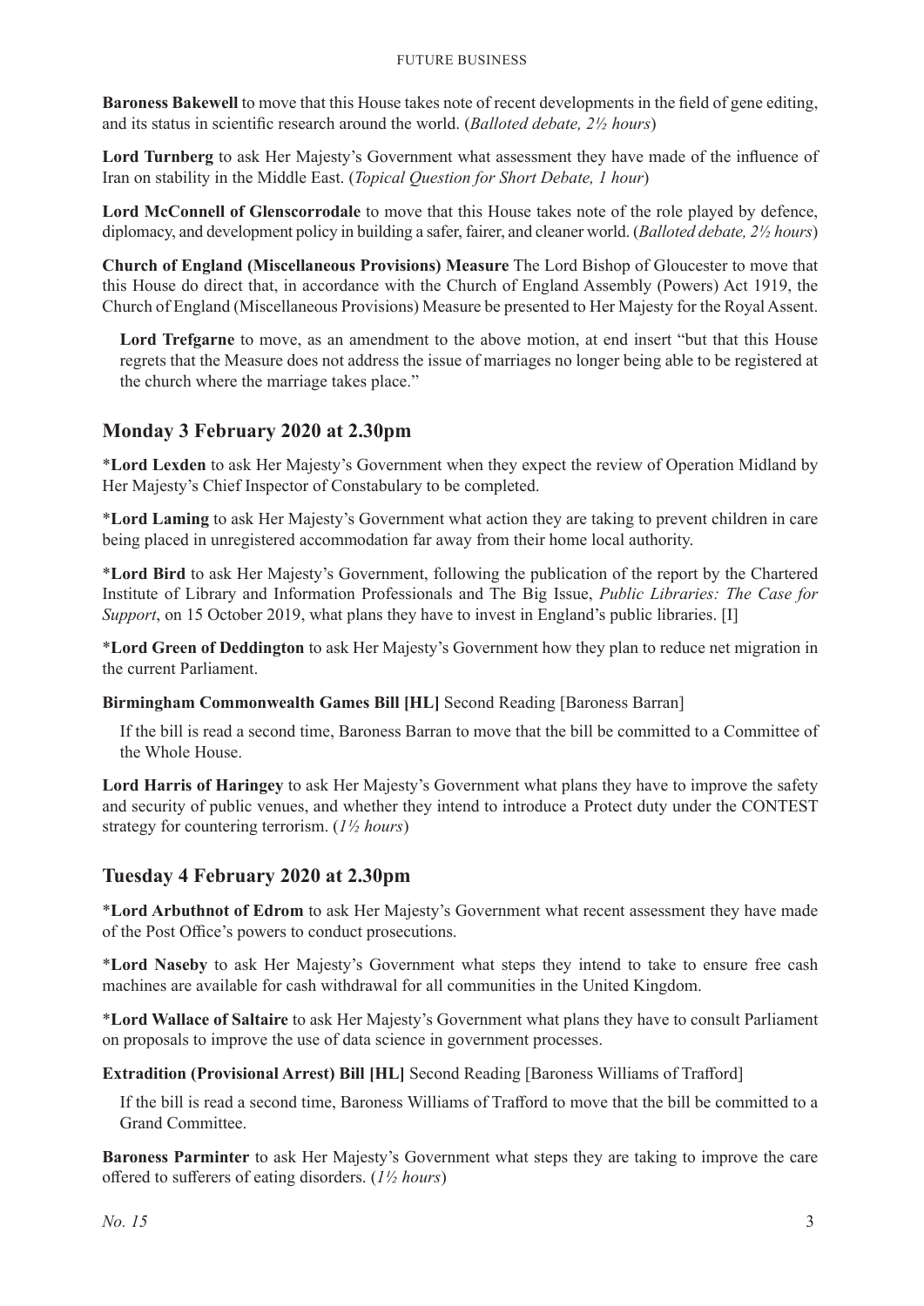**Baroness Bakewell** to move that this House takes note of recent developments in the field of gene editing, and its status in scientific research around the world. (*Balloted debate, 2½ hours*)

**Lord Turnberg** to ask Her Majesty's Government what assessment they have made of the influence of Iran on stability in the Middle East. (*Topical Question for Short Debate, 1 hour*)

**Lord McConnell of Glenscorrodale** to move that this House takes note of the role played by defence, diplomacy, and development policy in building a safer, fairer, and cleaner world. (*Balloted debate, 2½ hours*)

**Church of England (Miscellaneous Provisions) Measure** The Lord Bishop of Gloucester to move that this House do direct that, in accordance with the Church of England Assembly (Powers) Act 1919, the Church of England (Miscellaneous Provisions) Measure be presented to Her Majesty for the Royal Assent.

> **Lord Trefgarne** to move, as an amendment to the above motion, at end insert "but that this House regrets that the Measure does not address the issue of marriages no longer being able to be registered at the church where the marriage takes place."

## Monday 3 February 2020 at 2.30pm

*__Lord Lexden__ to ask Her Majesty's Government when they expect the review of Operation Midland by Her Majesty's Chief Inspector of Constabulary to be completed.

*__Lord Laming__ to ask Her Majesty's Government what action they are taking to prevent children in care being placed in unregistered accommodation far away from their home local authority.

*__Lord Bird__ to ask Her Majesty's Government, following the publication of the report by the Chartered Institute of Library and Information Professionals and The Big Issue, *Public Libraries: The Case for Support*, on 15 October 2019, what plans they have to invest in England's public libraries. [I]

*__Lord Green of Deddington__ to ask Her Majesty's Government how they plan to reduce net migration in the current Parliament.

**Birmingham Commonwealth Games Bill [HL]** Second Reading [Baroness Barran]

> If the bill is read a second time, Baroness Barran to move that the bill be committed to a Committee of the Whole House.

**Lord Harris of Haringey** to ask Her Majesty's Government what plans they have to improve the safety and security of public venues, and whether they intend to introduce a Protect duty under the CONTEST strategy for countering terrorism. (*1½ hours*)

## Tuesday 4 February 2020 at 2.30pm

*__Lord Arbuthnot of Edrom__ to ask Her Majesty's Government what recent assessment they have made of the Post Office's powers to conduct prosecutions.

*__Lord Naseby__ to ask Her Majesty's Government what steps they intend to take to ensure free cash machines are available for cash withdrawal for all communities in the United Kingdom.

*__Lord Wallace of Saltaire__ to ask Her Majesty's Government what plans they have to consult Parliament on proposals to improve the use of data science in government processes.

**Extradition (Provisional Arrest) Bill [HL]** Second Reading [Baroness Williams of Trafford]

> If the bill is read a second time, Baroness Williams of Trafford to move that the bill be committed to a Grand Committee.

**Baroness Parminter** to ask Her Majesty's Government what steps they are taking to improve the care offered to sufferers of eating disorders. (*1½ hours*)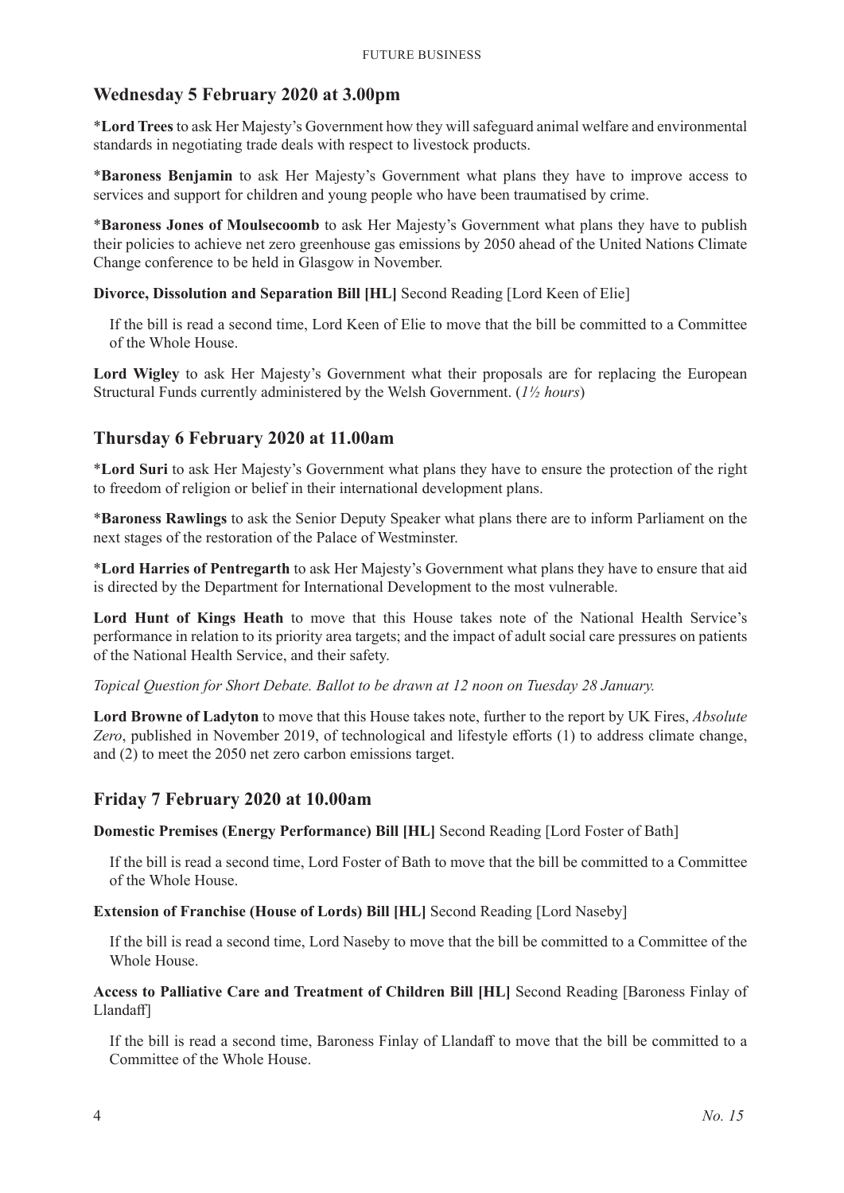## Wednesday 5 February 2020 at 3.00pm

*__Lord Trees__ to ask Her Majesty's Government how they will safeguard animal welfare and environmental standards in negotiating trade deals with respect to livestock products.

*__Baroness Benjamin__ to ask Her Majesty's Government what plans they have to improve access to services and support for children and young people who have been traumatised by crime.

*__Baroness Jones of Moulsecoomb__ to ask Her Majesty's Government what plans they have to publish their policies to achieve net zero greenhouse gas emissions by 2050 ahead of the United Nations Climate Change conference to be held in Glasgow in November.

**Divorce, Dissolution and Separation Bill [HL]** Second Reading [Lord Keen of Elie]

If the bill is read a second time, Lord Keen of Elie to move that the bill be committed to a Committee of the Whole House.

**Lord Wigley** to ask Her Majesty's Government what their proposals are for replacing the European Structural Funds currently administered by the Welsh Government. (*1½ hours*)

## Thursday 6 February 2020 at 11.00am

*__Lord Suri__ to ask Her Majesty's Government what plans they have to ensure the protection of the right to freedom of religion or belief in their international development plans.

*__Baroness Rawlings__ to ask the Senior Deputy Speaker what plans there are to inform Parliament on the next stages of the restoration of the Palace of Westminster.

*__Lord Harries of Pentregarth__ to ask Her Majesty's Government what plans they have to ensure that aid is directed by the Department for International Development to the most vulnerable.

**Lord Hunt of Kings Heath** to move that this House takes note of the National Health Service's performance in relation to its priority area targets; and the impact of adult social care pressures on patients of the National Health Service, and their safety.

*Topical Question for Short Debate. Ballot to be drawn at 12 noon on Tuesday 28 January.*

**Lord Browne of Ladyton** to move that this House takes note, further to the report by UK Fires, *Absolute Zero*, published in November 2019, of technological and lifestyle efforts (1) to address climate change, and (2) to meet the 2050 net zero carbon emissions target.

## Friday 7 February 2020 at 10.00am

**Domestic Premises (Energy Performance) Bill [HL]** Second Reading [Lord Foster of Bath]

If the bill is read a second time, Lord Foster of Bath to move that the bill be committed to a Committee of the Whole House.

**Extension of Franchise (House of Lords) Bill [HL]** Second Reading [Lord Naseby]

If the bill is read a second time, Lord Naseby to move that the bill be committed to a Committee of the Whole House.

**Access to Palliative Care and Treatment of Children Bill [HL]** Second Reading [Baroness Finlay of Llandaff]

If the bill is read a second time, Baroness Finlay of Llandaff to move that the bill be committed to a Committee of the Whole House.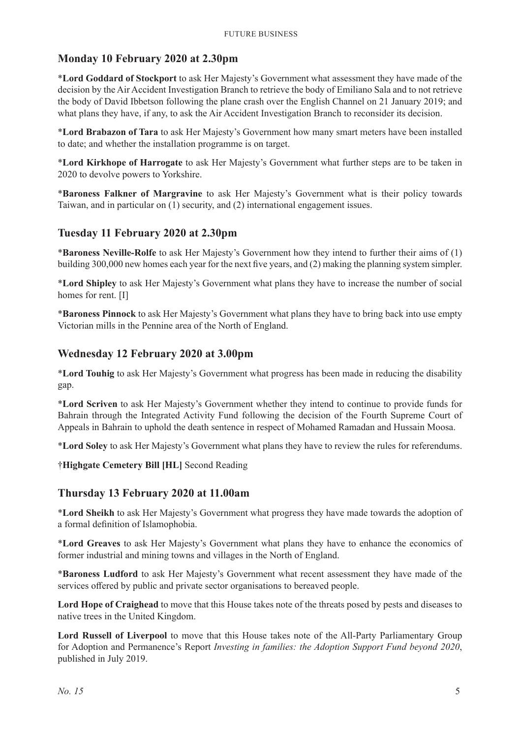## Monday 10 February 2020 at 2.30pm

*__Lord Goddard of Stockport__ to ask Her Majesty's Government what assessment they have made of the decision by the Air Accident Investigation Branch to retrieve the body of Emiliano Sala and to not retrieve the body of David Ibbetson following the plane crash over the English Channel on 21 January 2019; and what plans they have, if any, to ask the Air Accident Investigation Branch to reconsider its decision.

*__Lord Brabazon of Tara__ to ask Her Majesty's Government how many smart meters have been installed to date; and whether the installation programme is on target.

*__Lord Kirkhope of Harrogate__ to ask Her Majesty's Government what further steps are to be taken in 2020 to devolve powers to Yorkshire.

*__Baroness Falkner of Margravine__ to ask Her Majesty's Government what is their policy towards Taiwan, and in particular on (1) security, and (2) international engagement issues.

## Tuesday 11 February 2020 at 2.30pm

*__Baroness Neville-Rolfe__ to ask Her Majesty's Government how they intend to further their aims of (1) building 300,000 new homes each year for the next five years, and (2) making the planning system simpler.

*__Lord Shipley__ to ask Her Majesty's Government what plans they have to increase the number of social homes for rent. [I]

*__Baroness Pinnock__ to ask Her Majesty's Government what plans they have to bring back into use empty Victorian mills in the Pennine area of the North of England.

## Wednesday 12 February 2020 at 3.00pm

*__Lord Touhig__ to ask Her Majesty's Government what progress has been made in reducing the disability gap.

*__Lord Scriven__ to ask Her Majesty's Government whether they intend to continue to provide funds for Bahrain through the Integrated Activity Fund following the decision of the Fourth Supreme Court of Appeals in Bahrain to uphold the death sentence in respect of Mohamed Ramadan and Hussain Moosa.

*__Lord Soley__ to ask Her Majesty's Government what plans they have to review the rules for referendums.

†**Highgate Cemetery Bill [HL]** Second Reading

## Thursday 13 February 2020 at 11.00am

*__Lord Sheikh__ to ask Her Majesty's Government what progress they have made towards the adoption of a formal definition of Islamophobia.

*__Lord Greaves__ to ask Her Majesty's Government what plans they have to enhance the economics of former industrial and mining towns and villages in the North of England.

*__Baroness Ludford__ to ask Her Majesty's Government what recent assessment they have made of the services offered by public and private sector organisations to bereaved people.

**Lord Hope of Craighead** to move that this House takes note of the threats posed by pests and diseases to native trees in the United Kingdom.

**Lord Russell of Liverpool** to move that this House takes note of the All-Party Parliamentary Group for Adoption and Permanence's Report *Investing in families: the Adoption Support Fund beyond 2020*, published in July 2019.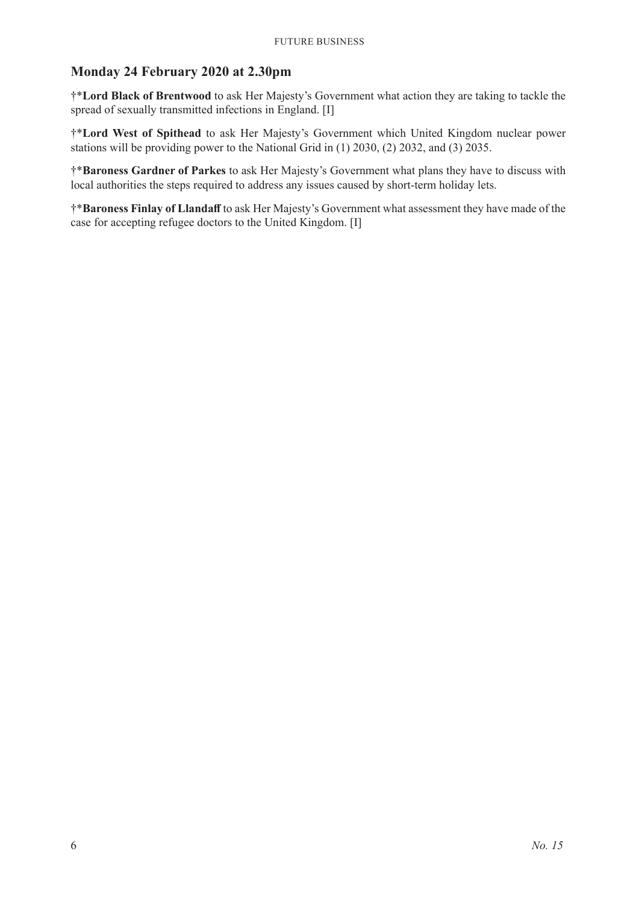## Monday 24 February 2020 at 2.30pm

†***Lord Black of Brentwood** to ask Her Majesty's Government what action they are taking to tackle the spread of sexually transmitted infections in England. [I]

†***Lord West of Spithead** to ask Her Majesty's Government which United Kingdom nuclear power stations will be providing power to the National Grid in (1) 2030, (2) 2032, and (3) 2035.

†***Baroness Gardner of Parkes** to ask Her Majesty's Government what plans they have to discuss with local authorities the steps required to address any issues caused by short-term holiday lets.

†***Baroness Finlay of Llandaff** to ask Her Majesty's Government what assessment they have made of the case for accepting refugee doctors to the United Kingdom. [I]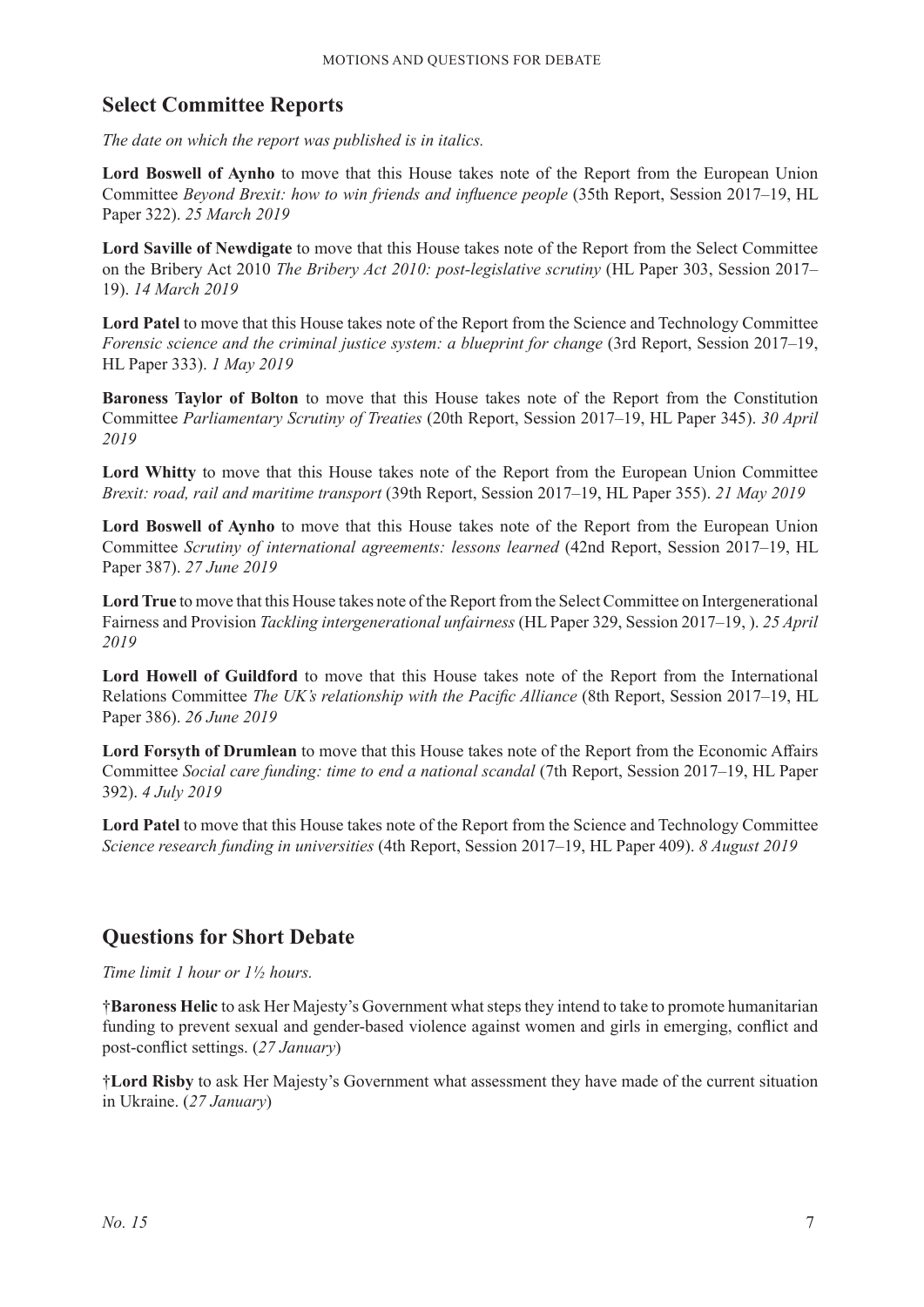## Select Committee Reports

*The date on which the report was published is in italics.*

**Lord Boswell of Aynho** to move that this House takes note of the Report from the European Union Committee *Beyond Brexit: how to win friends and influence people* (35th Report, Session 2017–19, HL Paper 322). *25 March 2019*

**Lord Saville of Newdigate** to move that this House takes note of the Report from the Select Committee on the Bribery Act 2010 *The Bribery Act 2010: post-legislative scrutiny* (HL Paper 303, Session 2017–19). *14 March 2019*

**Lord Patel** to move that this House takes note of the Report from the Science and Technology Committee *Forensic science and the criminal justice system: a blueprint for change* (3rd Report, Session 2017–19, HL Paper 333). *1 May 2019*

**Baroness Taylor of Bolton** to move that this House takes note of the Report from the Constitution Committee *Parliamentary Scrutiny of Treaties* (20th Report, Session 2017–19, HL Paper 345). *30 April 2019*

**Lord Whitty** to move that this House takes note of the Report from the European Union Committee *Brexit: road, rail and maritime transport* (39th Report, Session 2017–19, HL Paper 355). *21 May 2019*

**Lord Boswell of Aynho** to move that this House takes note of the Report from the European Union Committee *Scrutiny of international agreements: lessons learned* (42nd Report, Session 2017–19, HL Paper 387). *27 June 2019*

**Lord True** to move that this House takes note of the Report from the Select Committee on Intergenerational Fairness and Provision *Tackling intergenerational unfairness* (HL Paper 329, Session 2017–19, ). *25 April 2019*

**Lord Howell of Guildford** to move that this House takes note of the Report from the International Relations Committee *The UK's relationship with the Pacific Alliance* (8th Report, Session 2017–19, HL Paper 386). *26 June 2019*

**Lord Forsyth of Drumlean** to move that this House takes note of the Report from the Economic Affairs Committee *Social care funding: time to end a national scandal* (7th Report, Session 2017–19, HL Paper 392). *4 July 2019*

**Lord Patel** to move that this House takes note of the Report from the Science and Technology Committee *Science research funding in universities* (4th Report, Session 2017–19, HL Paper 409). *8 August 2019*

## Questions for Short Debate

*Time limit 1 hour or 1½ hours.*

†**Baroness Helic** to ask Her Majesty's Government what steps they intend to take to promote humanitarian funding to prevent sexual and gender-based violence against women and girls in emerging, conflict and post-conflict settings. (*27 January*)

†**Lord Risby** to ask Her Majesty's Government what assessment they have made of the current situation in Ukraine. (*27 January*)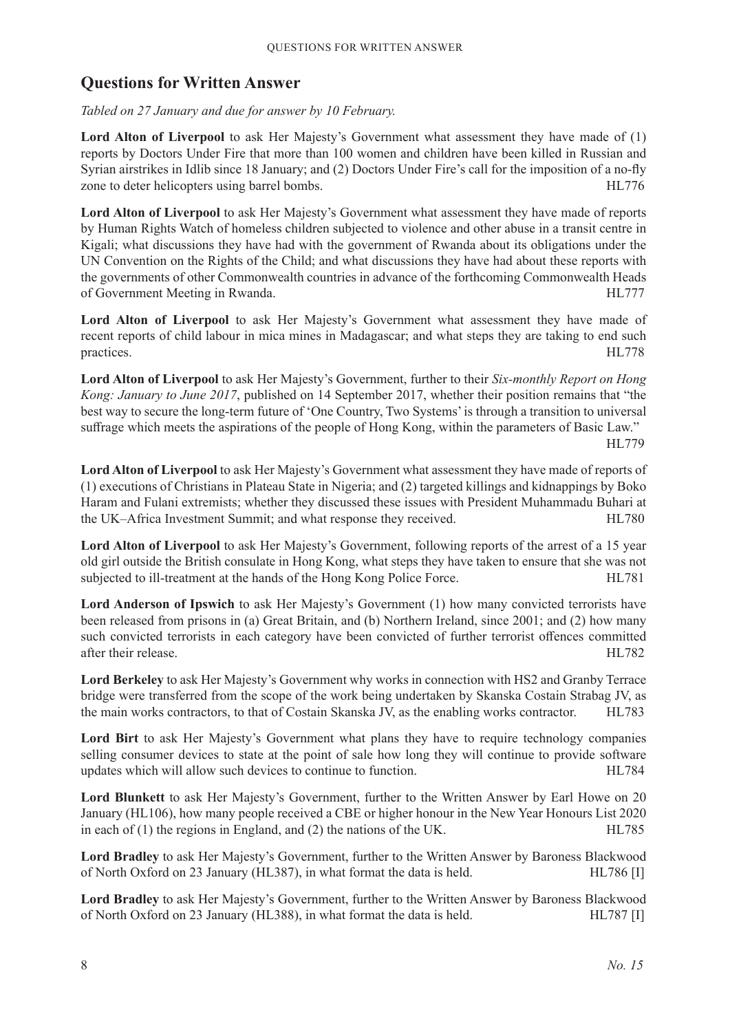## Questions for Written Answer

*Tabled on 27 January and due for answer by 10 February.*

**Lord Alton of Liverpool** to ask Her Majesty's Government what assessment they have made of (1) reports by Doctors Under Fire that more than 100 women and children have been killed in Russian and Syrian airstrikes in Idlib since 18 January; and (2) Doctors Under Fire's call for the imposition of a no-fly zone to deter helicopters using barrel bombs. HL776

**Lord Alton of Liverpool** to ask Her Majesty's Government what assessment they have made of reports by Human Rights Watch of homeless children subjected to violence and other abuse in a transit centre in Kigali; what discussions they have had with the government of Rwanda about its obligations under the UN Convention on the Rights of the Child; and what discussions they have had about these reports with the governments of other Commonwealth countries in advance of the forthcoming Commonwealth Heads of Government Meeting in Rwanda. HL777

**Lord Alton of Liverpool** to ask Her Majesty's Government what assessment they have made of recent reports of child labour in mica mines in Madagascar; and what steps they are taking to end such practices. HL778

**Lord Alton of Liverpool** to ask Her Majesty's Government, further to their *Six-monthly Report on Hong Kong: January to June 2017*, published on 14 September 2017, whether their position remains that "the best way to secure the long-term future of 'One Country, Two Systems' is through a transition to universal suffrage which meets the aspirations of the people of Hong Kong, within the parameters of Basic Law." HL779

**Lord Alton of Liverpool** to ask Her Majesty's Government what assessment they have made of reports of (1) executions of Christians in Plateau State in Nigeria; and (2) targeted killings and kidnappings by Boko Haram and Fulani extremists; whether they discussed these issues with President Muhammadu Buhari at the UK–Africa Investment Summit; and what response they received. HL780

**Lord Alton of Liverpool** to ask Her Majesty's Government, following reports of the arrest of a 15 year old girl outside the British consulate in Hong Kong, what steps they have taken to ensure that she was not subjected to ill-treatment at the hands of the Hong Kong Police Force. HL781

**Lord Anderson of Ipswich** to ask Her Majesty's Government (1) how many convicted terrorists have been released from prisons in (a) Great Britain, and (b) Northern Ireland, since 2001; and (2) how many such convicted terrorists in each category have been convicted of further terrorist offences committed after their release. HL782

**Lord Berkeley** to ask Her Majesty's Government why works in connection with HS2 and Granby Terrace bridge were transferred from the scope of the work being undertaken by Skanska Costain Strabag JV, as the main works contractors, to that of Costain Skanska JV, as the enabling works contractor. HL783

**Lord Birt** to ask Her Majesty's Government what plans they have to require technology companies selling consumer devices to state at the point of sale how long they will continue to provide software updates which will allow such devices to continue to function. HL784

**Lord Blunkett** to ask Her Majesty's Government, further to the Written Answer by Earl Howe on 20 January (HL106), how many people received a CBE or higher honour in the New Year Honours List 2020 in each of (1) the regions in England, and (2) the nations of the UK. HL785

**Lord Bradley** to ask Her Majesty's Government, further to the Written Answer by Baroness Blackwood of North Oxford on 23 January (HL387), in what format the data is held. HL786 [I]

**Lord Bradley** to ask Her Majesty's Government, further to the Written Answer by Baroness Blackwood of North Oxford on 23 January (HL388), in what format the data is held. HL787 [I]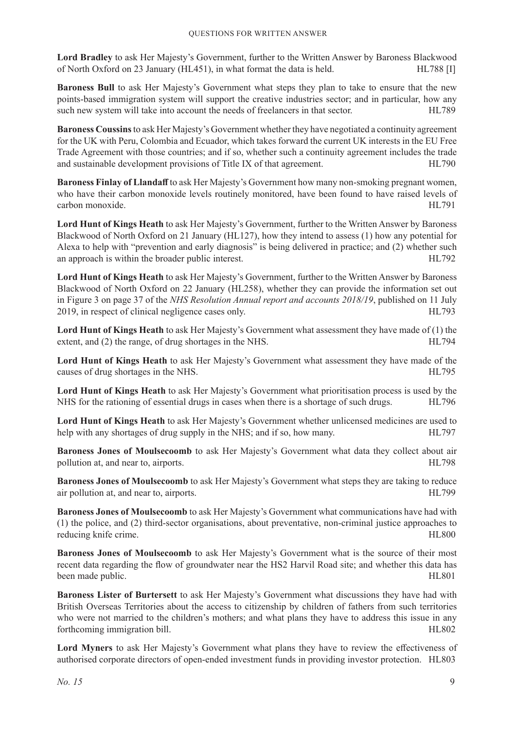**Lord Bradley** to ask Her Majesty's Government, further to the Written Answer by Baroness Blackwood of North Oxford on 23 January (HL451), in what format the data is held. HL788 [I]

**Baroness Bull** to ask Her Majesty's Government what steps they plan to take to ensure that the new points-based immigration system will support the creative industries sector; and in particular, how any such new system will take into account the needs of freelancers in that sector. HL789

**Baroness Coussins** to ask Her Majesty's Government whether they have negotiated a continuity agreement for the UK with Peru, Colombia and Ecuador, which takes forward the current UK interests in the EU Free Trade Agreement with those countries; and if so, whether such a continuity agreement includes the trade and sustainable development provisions of Title IX of that agreement. HL790

**Baroness Finlay of Llandaff** to ask Her Majesty's Government how many non-smoking pregnant women, who have their carbon monoxide levels routinely monitored, have been found to have raised levels of carbon monoxide. HL791

**Lord Hunt of Kings Heath** to ask Her Majesty's Government, further to the Written Answer by Baroness Blackwood of North Oxford on 21 January (HL127), how they intend to assess (1) how any potential for Alexa to help with "prevention and early diagnosis" is being delivered in practice; and (2) whether such an approach is within the broader public interest. HL792

**Lord Hunt of Kings Heath** to ask Her Majesty's Government, further to the Written Answer by Baroness Blackwood of North Oxford on 22 January (HL258), whether they can provide the information set out in Figure 3 on page 37 of the *NHS Resolution Annual report and accounts 2018/19*, published on 11 July 2019, in respect of clinical negligence cases only. HL793

**Lord Hunt of Kings Heath** to ask Her Majesty's Government what assessment they have made of (1) the extent, and (2) the range, of drug shortages in the NHS. HL794

**Lord Hunt of Kings Heath** to ask Her Majesty's Government what assessment they have made of the causes of drug shortages in the NHS. HL795

**Lord Hunt of Kings Heath** to ask Her Majesty's Government what prioritisation process is used by the NHS for the rationing of essential drugs in cases when there is a shortage of such drugs. HL796

**Lord Hunt of Kings Heath** to ask Her Majesty's Government whether unlicensed medicines are used to help with any shortages of drug supply in the NHS; and if so, how many. HL797

**Baroness Jones of Moulsecoomb** to ask Her Majesty's Government what data they collect about air pollution at, and near to, airports. HL798

**Baroness Jones of Moulsecoomb** to ask Her Majesty's Government what steps they are taking to reduce air pollution at, and near to, airports. HL799

**Baroness Jones of Moulsecoomb** to ask Her Majesty's Government what communications have had with (1) the police, and (2) third-sector organisations, about preventative, non-criminal justice approaches to reducing knife crime. HL800

**Baroness Jones of Moulsecoomb** to ask Her Majesty's Government what is the source of their most recent data regarding the flow of groundwater near the HS2 Harvil Road site; and whether this data has been made public. HL801

**Baroness Lister of Burtersett** to ask Her Majesty's Government what discussions they have had with British Overseas Territories about the access to citizenship by children of fathers from such territories who were not married to the children's mothers; and what plans they have to address this issue in any forthcoming immigration bill. HL802

**Lord Myners** to ask Her Majesty's Government what plans they have to review the effectiveness of authorised corporate directors of open-ended investment funds in providing investor protection. HL803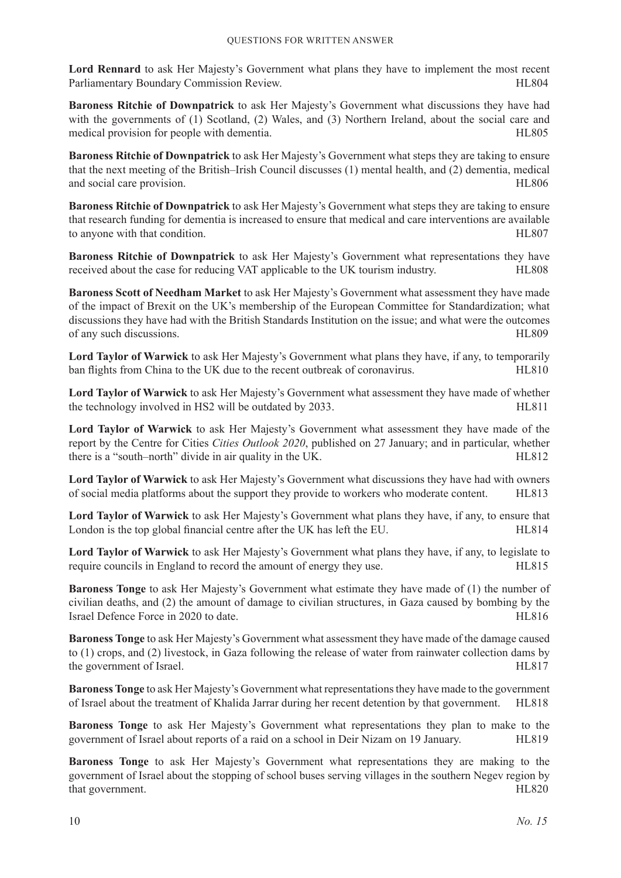**Lord Rennard** to ask Her Majesty's Government what plans they have to implement the most recent Parliamentary Boundary Commission Review. HL804

**Baroness Ritchie of Downpatrick** to ask Her Majesty's Government what discussions they have had with the governments of (1) Scotland, (2) Wales, and (3) Northern Ireland, about the social care and medical provision for people with dementia. HL805

**Baroness Ritchie of Downpatrick** to ask Her Majesty's Government what steps they are taking to ensure that the next meeting of the British–Irish Council discusses (1) mental health, and (2) dementia, medical and social care provision. HL806

**Baroness Ritchie of Downpatrick** to ask Her Majesty's Government what steps they are taking to ensure that research funding for dementia is increased to ensure that medical and care interventions are available to anyone with that condition. HL807

**Baroness Ritchie of Downpatrick** to ask Her Majesty's Government what representations they have received about the case for reducing VAT applicable to the UK tourism industry. HL808

**Baroness Scott of Needham Market** to ask Her Majesty's Government what assessment they have made of the impact of Brexit on the UK's membership of the European Committee for Standardization; what discussions they have had with the British Standards Institution on the issue; and what were the outcomes of any such discussions. HL809

**Lord Taylor of Warwick** to ask Her Majesty's Government what plans they have, if any, to temporarily ban flights from China to the UK due to the recent outbreak of coronavirus. HL810

**Lord Taylor of Warwick** to ask Her Majesty's Government what assessment they have made of whether the technology involved in HS2 will be outdated by 2033. HL811

**Lord Taylor of Warwick** to ask Her Majesty's Government what assessment they have made of the report by the Centre for Cities *Cities Outlook 2020*, published on 27 January; and in particular, whether there is a "south–north" divide in air quality in the UK. HL812

**Lord Taylor of Warwick** to ask Her Majesty's Government what discussions they have had with owners of social media platforms about the support they provide to workers who moderate content. HL813

**Lord Taylor of Warwick** to ask Her Majesty's Government what plans they have, if any, to ensure that London is the top global financial centre after the UK has left the EU. HL814

**Lord Taylor of Warwick** to ask Her Majesty's Government what plans they have, if any, to legislate to require councils in England to record the amount of energy they use. HL815

**Baroness Tonge** to ask Her Majesty's Government what estimate they have made of (1) the number of civilian deaths, and (2) the amount of damage to civilian structures, in Gaza caused by bombing by the Israel Defence Force in 2020 to date. HL816

**Baroness Tonge** to ask Her Majesty's Government what assessment they have made of the damage caused to (1) crops, and (2) livestock, in Gaza following the release of water from rainwater collection dams by the government of Israel. HL817

**Baroness Tonge** to ask Her Majesty's Government what representations they have made to the government of Israel about the treatment of Khalida Jarrar during her recent detention by that government. HL818

**Baroness Tonge** to ask Her Majesty's Government what representations they plan to make to the government of Israel about reports of a raid on a school in Deir Nizam on 19 January. HL819

**Baroness Tonge** to ask Her Majesty's Government what representations they are making to the government of Israel about the stopping of school buses serving villages in the southern Negev region by that government. HL820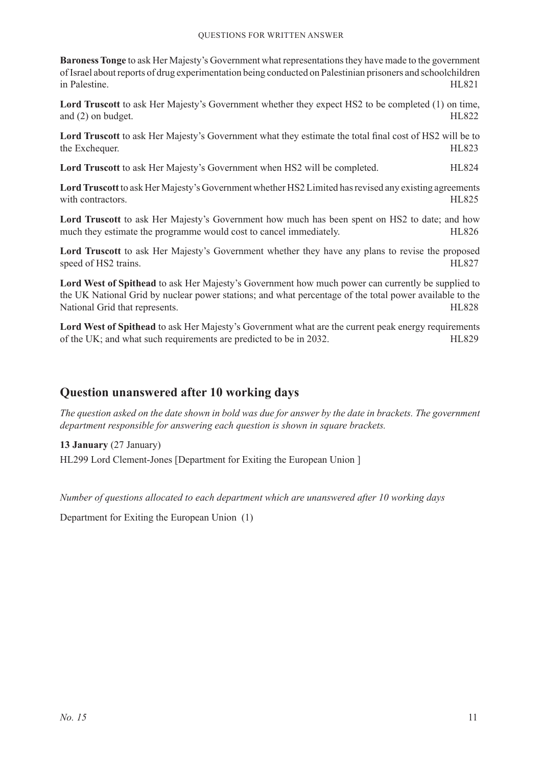**Baroness Tonge** to ask Her Majesty's Government what representations they have made to the government of Israel about reports of drug experimentation being conducted on Palestinian prisoners and schoolchildren in Palestine. HL821

**Lord Truscott** to ask Her Majesty's Government whether they expect HS2 to be completed (1) on time, and (2) on budget. HL822

**Lord Truscott** to ask Her Majesty's Government what they estimate the total final cost of HS2 will be to the Exchequer. HL823

**Lord Truscott** to ask Her Majesty's Government when HS2 will be completed. HL824

**Lord Truscott** to ask Her Majesty's Government whether HS2 Limited has revised any existing agreements with contractors. HL825

**Lord Truscott** to ask Her Majesty's Government how much has been spent on HS2 to date; and how much they estimate the programme would cost to cancel immediately. HL826

**Lord Truscott** to ask Her Majesty's Government whether they have any plans to revise the proposed speed of HS2 trains. HL827

**Lord West of Spithead** to ask Her Majesty's Government how much power can currently be supplied to the UK National Grid by nuclear power stations; and what percentage of the total power available to the National Grid that represents. HL828

**Lord West of Spithead** to ask Her Majesty's Government what are the current peak energy requirements of the UK; and what such requirements are predicted to be in 2032. HL829

## Question unanswered after 10 working days

*The question asked on the date shown in bold was due for answer by the date in brackets. The government department responsible for answering each question is shown in square brackets.*

**13 January** (27 January)

HL299 Lord Clement-Jones [Department for Exiting the European Union ]

*Number of questions allocated to each department which are unanswered after 10 working days*

Department for Exiting the European Union (1)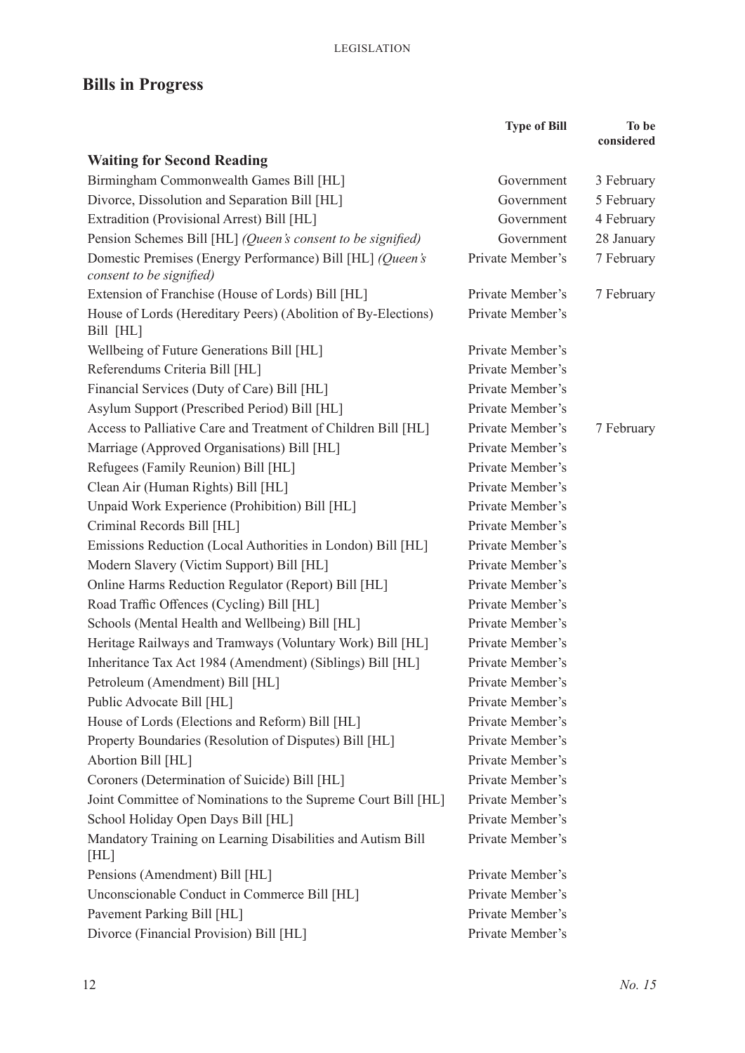## Bills in Progress

| | Type of Bill | To be considered |
|---|---|---|
| **Waiting for Second Reading** | | |
| Birmingham Commonwealth Games Bill [HL] | Government | 3 February |
| Divorce, Dissolution and Separation Bill [HL] | Government | 5 February |
| Extradition (Provisional Arrest) Bill [HL] | Government | 4 February |
| Pension Schemes Bill [HL] *(Queen's consent to be signified)* | Government | 28 January |
| Domestic Premises (Energy Performance) Bill [HL] *(Queen's consent to be signified)* | Private Member's | 7 February |
| Extension of Franchise (House of Lords) Bill [HL] | Private Member's | 7 February |
| House of Lords (Hereditary Peers) (Abolition of By-Elections) Bill [HL] | Private Member's | |
| Wellbeing of Future Generations Bill [HL] | Private Member's | |
| Referendums Criteria Bill [HL] | Private Member's | |
| Financial Services (Duty of Care) Bill [HL] | Private Member's | |
| Asylum Support (Prescribed Period) Bill [HL] | Private Member's | |
| Access to Palliative Care and Treatment of Children Bill [HL] | Private Member's | 7 February |
| Marriage (Approved Organisations) Bill [HL] | Private Member's | |
| Refugees (Family Reunion) Bill [HL] | Private Member's | |
| Clean Air (Human Rights) Bill [HL] | Private Member's | |
| Unpaid Work Experience (Prohibition) Bill [HL] | Private Member's | |
| Criminal Records Bill [HL] | Private Member's | |
| Emissions Reduction (Local Authorities in London) Bill [HL] | Private Member's | |
| Modern Slavery (Victim Support) Bill [HL] | Private Member's | |
| Online Harms Reduction Regulator (Report) Bill [HL] | Private Member's | |
| Road Traffic Offences (Cycling) Bill [HL] | Private Member's | |
| Schools (Mental Health and Wellbeing) Bill [HL] | Private Member's | |
| Heritage Railways and Tramways (Voluntary Work) Bill [HL] | Private Member's | |
| Inheritance Tax Act 1984 (Amendment) (Siblings) Bill [HL] | Private Member's | |
| Petroleum (Amendment) Bill [HL] | Private Member's | |
| Public Advocate Bill [HL] | Private Member's | |
| House of Lords (Elections and Reform) Bill [HL] | Private Member's | |
| Property Boundaries (Resolution of Disputes) Bill [HL] | Private Member's | |
| Abortion Bill [HL] | Private Member's | |
| Coroners (Determination of Suicide) Bill [HL] | Private Member's | |
| Joint Committee of Nominations to the Supreme Court Bill [HL] | Private Member's | |
| School Holiday Open Days Bill [HL] | Private Member's | |
| Mandatory Training on Learning Disabilities and Autism Bill [HL] | Private Member's | |
| Pensions (Amendment) Bill [HL] | Private Member's | |
| Unconscionable Conduct in Commerce Bill [HL] | Private Member's | |
| Pavement Parking Bill [HL] | Private Member's | |
| Divorce (Financial Provision) Bill [HL] | Private Member's | |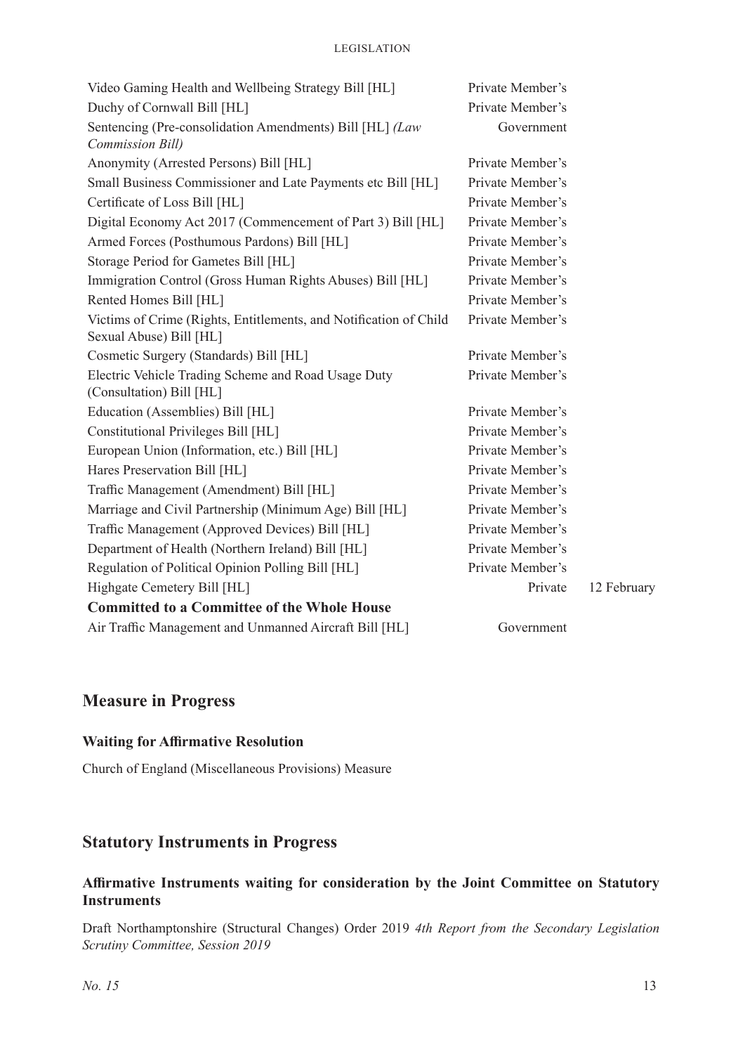| | | |
|---|---|---|
| Video Gaming Health and Wellbeing Strategy Bill [HL] | Private Member's | |
| Duchy of Cornwall Bill [HL] | Private Member's | |
| Sentencing (Pre-consolidation Amendments) Bill [HL] *(Law Commission Bill)* | Government | |
| Anonymity (Arrested Persons) Bill [HL] | Private Member's | |
| Small Business Commissioner and Late Payments etc Bill [HL] | Private Member's | |
| Certificate of Loss Bill [HL] | Private Member's | |
| Digital Economy Act 2017 (Commencement of Part 3) Bill [HL] | Private Member's | |
| Armed Forces (Posthumous Pardons) Bill [HL] | Private Member's | |
| Storage Period for Gametes Bill [HL] | Private Member's | |
| Immigration Control (Gross Human Rights Abuses) Bill [HL] | Private Member's | |
| Rented Homes Bill [HL] | Private Member's | |
| Victims of Crime (Rights, Entitlements, and Notification of Child Sexual Abuse) Bill [HL] | Private Member's | |
| Cosmetic Surgery (Standards) Bill [HL] | Private Member's | |
| Electric Vehicle Trading Scheme and Road Usage Duty (Consultation) Bill [HL] | Private Member's | |
| Education (Assemblies) Bill [HL] | Private Member's | |
| Constitutional Privileges Bill [HL] | Private Member's | |
| European Union (Information, etc.) Bill [HL] | Private Member's | |
| Hares Preservation Bill [HL] | Private Member's | |
| Traffic Management (Amendment) Bill [HL] | Private Member's | |
| Marriage and Civil Partnership (Minimum Age) Bill [HL] | Private Member's | |
| Traffic Management (Approved Devices) Bill [HL] | Private Member's | |
| Department of Health (Northern Ireland) Bill [HL] | Private Member's | |
| Regulation of Political Opinion Polling Bill [HL] | Private Member's | |
| Highgate Cemetery Bill [HL] | Private | 12 February |
| **Committed to a Committee of the Whole House** | | |
| Air Traffic Management and Unmanned Aircraft Bill [HL] | Government | |

## Measure in Progress

### Waiting for Affirmative Resolution

Church of England (Miscellaneous Provisions) Measure

## Statutory Instruments in Progress

### Affirmative Instruments waiting for consideration by the Joint Committee on Statutory Instruments

Draft Northamptonshire (Structural Changes) Order 2019 *4th Report from the Secondary Legislation Scrutiny Committee, Session 2019*

*No. 15*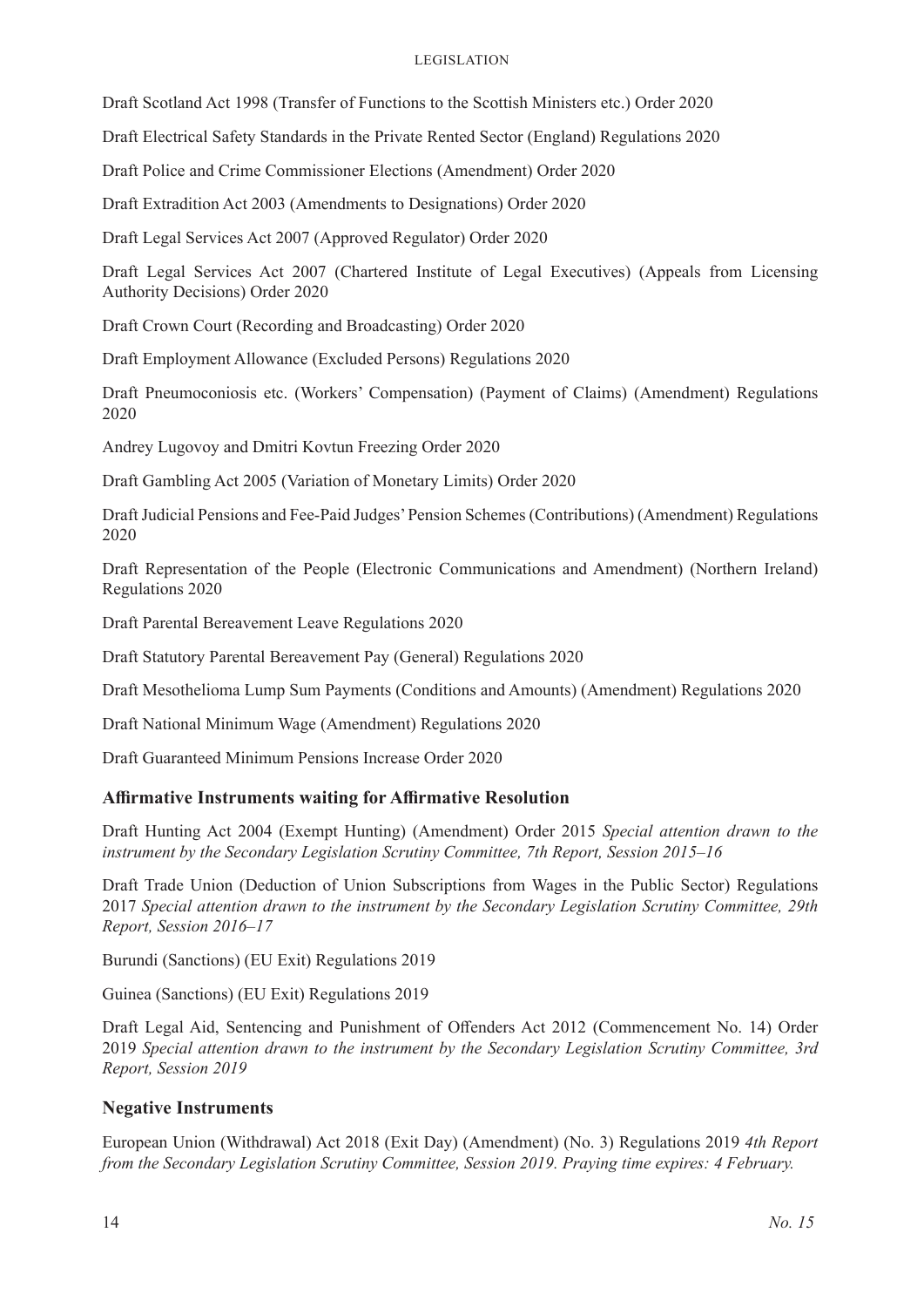Draft Scotland Act 1998 (Transfer of Functions to the Scottish Ministers etc.) Order 2020

Draft Electrical Safety Standards in the Private Rented Sector (England) Regulations 2020

Draft Police and Crime Commissioner Elections (Amendment) Order 2020

Draft Extradition Act 2003 (Amendments to Designations) Order 2020

Draft Legal Services Act 2007 (Approved Regulator) Order 2020

Draft Legal Services Act 2007 (Chartered Institute of Legal Executives) (Appeals from Licensing Authority Decisions) Order 2020

Draft Crown Court (Recording and Broadcasting) Order 2020

Draft Employment Allowance (Excluded Persons) Regulations 2020

Draft Pneumoconiosis etc. (Workers' Compensation) (Payment of Claims) (Amendment) Regulations 2020

Andrey Lugovoy and Dmitri Kovtun Freezing Order 2020

Draft Gambling Act 2005 (Variation of Monetary Limits) Order 2020

Draft Judicial Pensions and Fee-Paid Judges' Pension Schemes (Contributions) (Amendment) Regulations 2020

Draft Representation of the People (Electronic Communications and Amendment) (Northern Ireland) Regulations 2020

Draft Parental Bereavement Leave Regulations 2020

Draft Statutory Parental Bereavement Pay (General) Regulations 2020

Draft Mesothelioma Lump Sum Payments (Conditions and Amounts) (Amendment) Regulations 2020

Draft National Minimum Wage (Amendment) Regulations 2020

Draft Guaranteed Minimum Pensions Increase Order 2020

### Affirmative Instruments waiting for Affirmative Resolution

Draft Hunting Act 2004 (Exempt Hunting) (Amendment) Order 2015 *Special attention drawn to the instrument by the Secondary Legislation Scrutiny Committee, 7th Report, Session 2015–16*

Draft Trade Union (Deduction of Union Subscriptions from Wages in the Public Sector) Regulations 2017 *Special attention drawn to the instrument by the Secondary Legislation Scrutiny Committee, 29th Report, Session 2016–17*

Burundi (Sanctions) (EU Exit) Regulations 2019

Guinea (Sanctions) (EU Exit) Regulations 2019

Draft Legal Aid, Sentencing and Punishment of Offenders Act 2012 (Commencement No. 14) Order 2019 *Special attention drawn to the instrument by the Secondary Legislation Scrutiny Committee, 3rd Report, Session 2019*

### Negative Instruments

European Union (Withdrawal) Act 2018 (Exit Day) (Amendment) (No. 3) Regulations 2019 *4th Report from the Secondary Legislation Scrutiny Committee, Session 2019. Praying time expires: 4 February.*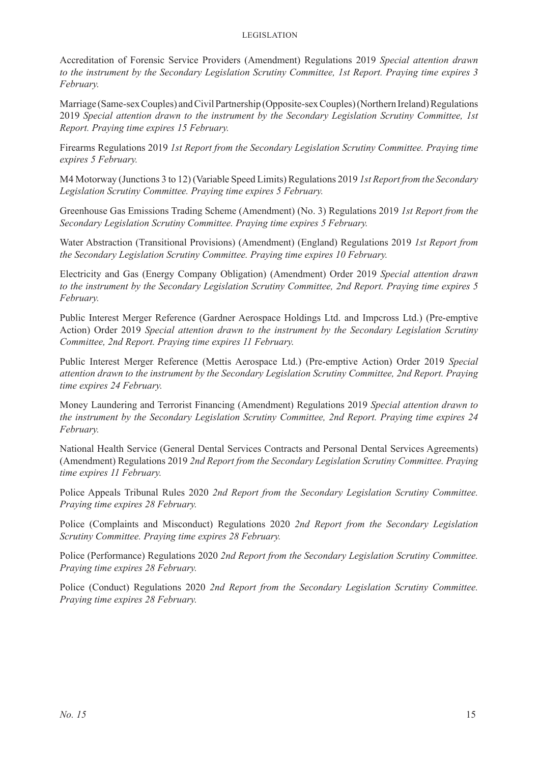Accreditation of Forensic Service Providers (Amendment) Regulations 2019 *Special attention drawn to the instrument by the Secondary Legislation Scrutiny Committee, 1st Report. Praying time expires 3 February.*

Marriage (Same-sex Couples) and Civil Partnership (Opposite-sex Couples) (Northern Ireland) Regulations 2019 *Special attention drawn to the instrument by the Secondary Legislation Scrutiny Committee, 1st Report. Praying time expires 15 February.*

Firearms Regulations 2019 *1st Report from the Secondary Legislation Scrutiny Committee. Praying time expires 5 February.*

M4 Motorway (Junctions 3 to 12) (Variable Speed Limits) Regulations 2019 *1st Report from the Secondary Legislation Scrutiny Committee. Praying time expires 5 February.*

Greenhouse Gas Emissions Trading Scheme (Amendment) (No. 3) Regulations 2019 *1st Report from the Secondary Legislation Scrutiny Committee. Praying time expires 5 February.*

Water Abstraction (Transitional Provisions) (Amendment) (England) Regulations 2019 *1st Report from the Secondary Legislation Scrutiny Committee. Praying time expires 10 February.*

Electricity and Gas (Energy Company Obligation) (Amendment) Order 2019 *Special attention drawn to the instrument by the Secondary Legislation Scrutiny Committee, 2nd Report. Praying time expires 5 February.*

Public Interest Merger Reference (Gardner Aerospace Holdings Ltd. and Impcross Ltd.) (Pre-emptive Action) Order 2019 *Special attention drawn to the instrument by the Secondary Legislation Scrutiny Committee, 2nd Report. Praying time expires 11 February.*

Public Interest Merger Reference (Mettis Aerospace Ltd.) (Pre-emptive Action) Order 2019 *Special attention drawn to the instrument by the Secondary Legislation Scrutiny Committee, 2nd Report. Praying time expires 24 February.*

Money Laundering and Terrorist Financing (Amendment) Regulations 2019 *Special attention drawn to the instrument by the Secondary Legislation Scrutiny Committee, 2nd Report. Praying time expires 24 February.*

National Health Service (General Dental Services Contracts and Personal Dental Services Agreements) (Amendment) Regulations 2019 *2nd Report from the Secondary Legislation Scrutiny Committee. Praying time expires 11 February.*

Police Appeals Tribunal Rules 2020 *2nd Report from the Secondary Legislation Scrutiny Committee. Praying time expires 28 February.*

Police (Complaints and Misconduct) Regulations 2020 *2nd Report from the Secondary Legislation Scrutiny Committee. Praying time expires 28 February.*

Police (Performance) Regulations 2020 *2nd Report from the Secondary Legislation Scrutiny Committee. Praying time expires 28 February.*

Police (Conduct) Regulations 2020 *2nd Report from the Secondary Legislation Scrutiny Committee. Praying time expires 28 February.*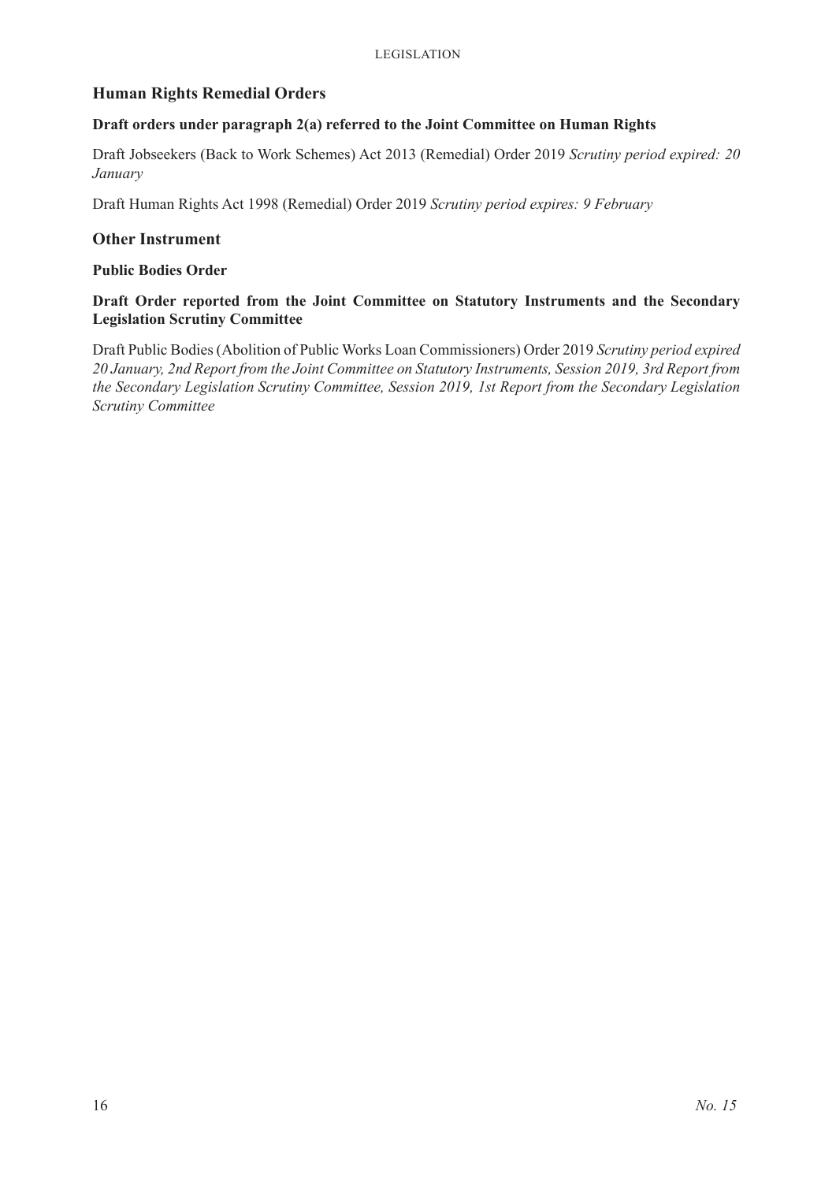## Human Rights Remedial Orders

### Draft orders under paragraph 2(a) referred to the Joint Committee on Human Rights

Draft Jobseekers (Back to Work Schemes) Act 2013 (Remedial) Order 2019 *Scrutiny period expired: 20 January*

Draft Human Rights Act 1998 (Remedial) Order 2019 *Scrutiny period expires: 9 February*

## Other Instrument

### Public Bodies Order

### Draft Order reported from the Joint Committee on Statutory Instruments and the Secondary Legislation Scrutiny Committee

Draft Public Bodies (Abolition of Public Works Loan Commissioners) Order 2019 *Scrutiny period expired 20 January, 2nd Report from the Joint Committee on Statutory Instruments, Session 2019, 3rd Report from the Secondary Legislation Scrutiny Committee, Session 2019, 1st Report from the Secondary Legislation Scrutiny Committee*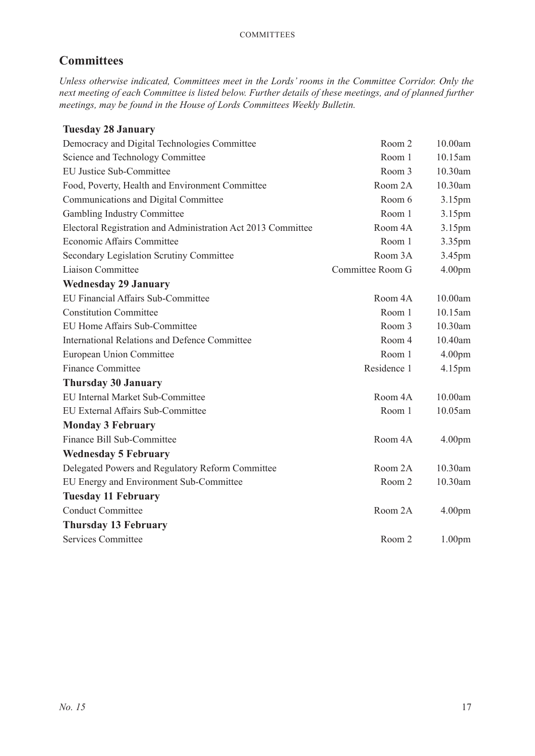## Committees

*Unless otherwise indicated, Committees meet in the Lords' rooms in the Committee Corridor. Only the next meeting of each Committee is listed below. Further details of these meetings, and of planned further meetings, may be found in the House of Lords Committees Weekly Bulletin.*

| | | |
|---|---|---|
| **Tuesday 28 January** | | |
| Democracy and Digital Technologies Committee | Room 2 | 10.00am |
| Science and Technology Committee | Room 1 | 10.15am |
| EU Justice Sub-Committee | Room 3 | 10.30am |
| Food, Poverty, Health and Environment Committee | Room 2A | 10.30am |
| Communications and Digital Committee | Room 6 | 3.15pm |
| Gambling Industry Committee | Room 1 | 3.15pm |
| Electoral Registration and Administration Act 2013 Committee | Room 4A | 3.15pm |
| Economic Affairs Committee | Room 1 | 3.35pm |
| Secondary Legislation Scrutiny Committee | Room 3A | 3.45pm |
| Liaison Committee | Committee Room G | 4.00pm |
| **Wednesday 29 January** | | |
| EU Financial Affairs Sub-Committee | Room 4A | 10.00am |
| Constitution Committee | Room 1 | 10.15am |
| EU Home Affairs Sub-Committee | Room 3 | 10.30am |
| International Relations and Defence Committee | Room 4 | 10.40am |
| European Union Committee | Room 1 | 4.00pm |
| Finance Committee | Residence 1 | 4.15pm |
| **Thursday 30 January** | | |
| EU Internal Market Sub-Committee | Room 4A | 10.00am |
| EU External Affairs Sub-Committee | Room 1 | 10.05am |
| **Monday 3 February** | | |
| Finance Bill Sub-Committee | Room 4A | 4.00pm |
| **Wednesday 5 February** | | |
| Delegated Powers and Regulatory Reform Committee | Room 2A | 10.30am |
| EU Energy and Environment Sub-Committee | Room 2 | 10.30am |
| **Tuesday 11 February** | | |
| Conduct Committee | Room 2A | 4.00pm |
| **Thursday 13 February** | | |
| Services Committee | Room 2 | 1.00pm |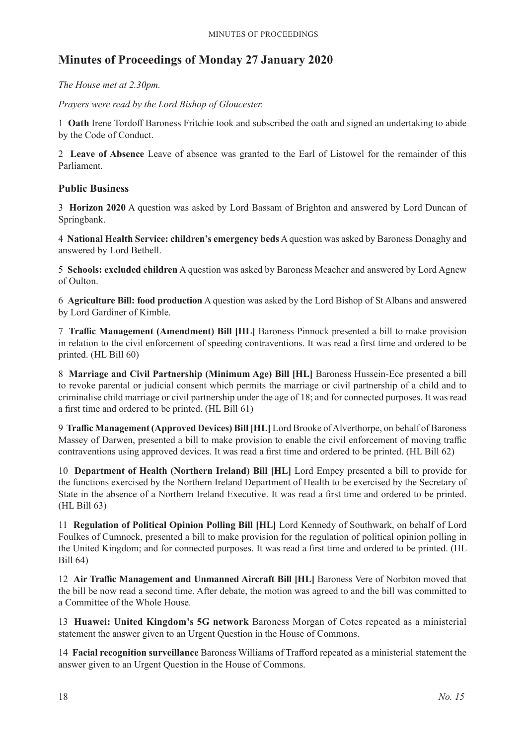# Minutes of Proceedings of Monday 27 January 2020

*The House met at 2.30pm.*

*Prayers were read by the Lord Bishop of Gloucester.*

1 **Oath** Irene Tordoff Baroness Fritchie took and subscribed the oath and signed an undertaking to abide by the Code of Conduct.

2 **Leave of Absence** Leave of absence was granted to the Earl of Listowel for the remainder of this Parliament.

## Public Business

3 **Horizon 2020** A question was asked by Lord Bassam of Brighton and answered by Lord Duncan of Springbank.

4 **National Health Service: children's emergency beds** A question was asked by Baroness Donaghy and answered by Lord Bethell.

5 **Schools: excluded children** A question was asked by Baroness Meacher and answered by Lord Agnew of Oulton.

6 **Agriculture Bill: food production** A question was asked by the Lord Bishop of St Albans and answered by Lord Gardiner of Kimble.

7 **Traffic Management (Amendment) Bill [HL]** Baroness Pinnock presented a bill to make provision in relation to the civil enforcement of speeding contraventions. It was read a first time and ordered to be printed. (HL Bill 60)

8 **Marriage and Civil Partnership (Minimum Age) Bill [HL]** Baroness Hussein-Ece presented a bill to revoke parental or judicial consent which permits the marriage or civil partnership of a child and to criminalise child marriage or civil partnership under the age of 18; and for connected purposes. It was read a first time and ordered to be printed. (HL Bill 61)

9 **Traffic Management (Approved Devices) Bill [HL]** Lord Brooke of Alverthorpe, on behalf of Baroness Massey of Darwen, presented a bill to make provision to enable the civil enforcement of moving traffic contraventions using approved devices. It was read a first time and ordered to be printed. (HL Bill 62)

10 **Department of Health (Northern Ireland) Bill [HL]** Lord Empey presented a bill to provide for the functions exercised by the Northern Ireland Department of Health to be exercised by the Secretary of State in the absence of a Northern Ireland Executive. It was read a first time and ordered to be printed. (HL Bill 63)

11 **Regulation of Political Opinion Polling Bill [HL]** Lord Kennedy of Southwark, on behalf of Lord Foulkes of Cumnock, presented a bill to make provision for the regulation of political opinion polling in the United Kingdom; and for connected purposes. It was read a first time and ordered to be printed. (HL Bill 64)

12 **Air Traffic Management and Unmanned Aircraft Bill [HL]** Baroness Vere of Norbiton moved that the bill be now read a second time. After debate, the motion was agreed to and the bill was committed to a Committee of the Whole House.

13 **Huawei: United Kingdom's 5G network** Baroness Morgan of Cotes repeated as a ministerial statement the answer given to an Urgent Question in the House of Commons.

14 **Facial recognition surveillance** Baroness Williams of Trafford repeated as a ministerial statement the answer given to an Urgent Question in the House of Commons.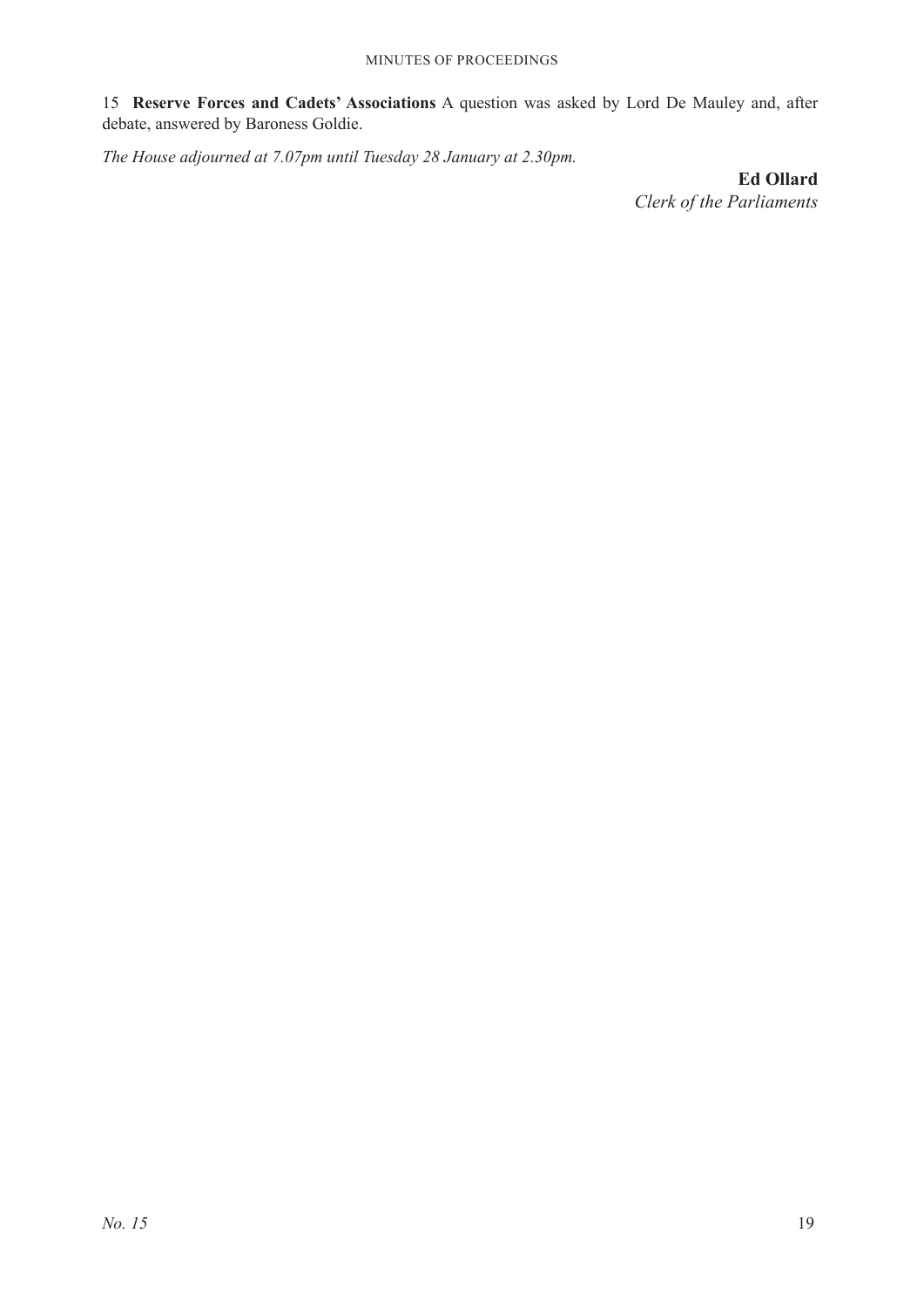15 **Reserve Forces and Cadets' Associations** A question was asked by Lord De Mauley and, after debate, answered by Baroness Goldie.

*The House adjourned at 7.07pm until Tuesday 28 January at 2.30pm.*

**Ed Ollard**
*Clerk of the Parliaments*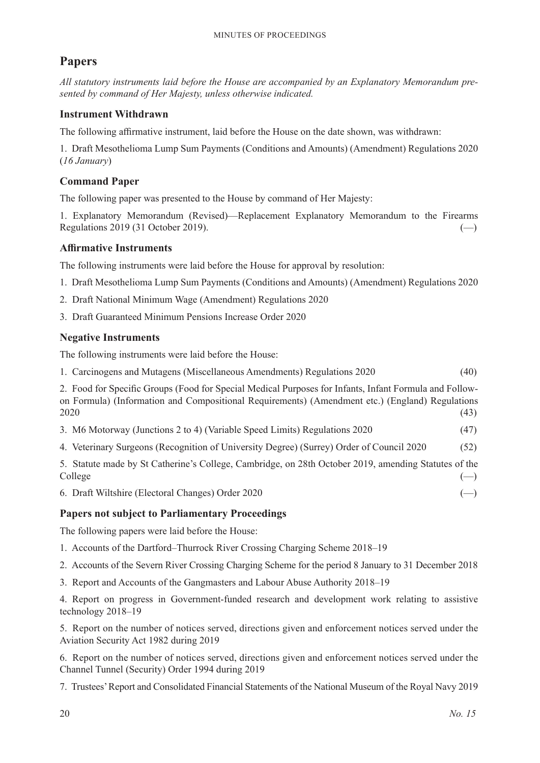## Papers

*All statutory instruments laid before the House are accompanied by an Explanatory Memorandum presented by command of Her Majesty, unless otherwise indicated.*

### Instrument Withdrawn

The following affirmative instrument, laid before the House on the date shown, was withdrawn:

1. Draft Mesothelioma Lump Sum Payments (Conditions and Amounts) (Amendment) Regulations 2020 (*16 January*)

### Command Paper

The following paper was presented to the House by command of Her Majesty:

1. Explanatory Memorandum (Revised)—Replacement Explanatory Memorandum to the Firearms Regulations 2019 (31 October 2019). (—)

### Affirmative Instruments

The following instruments were laid before the House for approval by resolution:

1. Draft Mesothelioma Lump Sum Payments (Conditions and Amounts) (Amendment) Regulations 2020
2. Draft National Minimum Wage (Amendment) Regulations 2020
3. Draft Guaranteed Minimum Pensions Increase Order 2020

### Negative Instruments

The following instruments were laid before the House:

1. Carcinogens and Mutagens (Miscellaneous Amendments) Regulations 2020 (40)
2. Food for Specific Groups (Food for Special Medical Purposes for Infants, Infant Formula and Follow-on Formula) (Information and Compositional Requirements) (Amendment etc.) (England) Regulations 2020 (43)
3. M6 Motorway (Junctions 2 to 4) (Variable Speed Limits) Regulations 2020 (47)
4. Veterinary Surgeons (Recognition of University Degree) (Surrey) Order of Council 2020 (52)
5. Statute made by St Catherine's College, Cambridge, on 28th October 2019, amending Statutes of the College (—)
6. Draft Wiltshire (Electoral Changes) Order 2020 (—)

### Papers not subject to Parliamentary Proceedings

The following papers were laid before the House:

1. Accounts of the Dartford–Thurrock River Crossing Charging Scheme 2018–19
2. Accounts of the Severn River Crossing Charging Scheme for the period 8 January to 31 December 2018
3. Report and Accounts of the Gangmasters and Labour Abuse Authority 2018–19
4. Report on progress in Government-funded research and development work relating to assistive technology 2018–19
5. Report on the number of notices served, directions given and enforcement notices served under the Aviation Security Act 1982 during 2019
6. Report on the number of notices served, directions given and enforcement notices served under the Channel Tunnel (Security) Order 1994 during 2019
7. Trustees' Report and Consolidated Financial Statements of the National Museum of the Royal Navy 2019